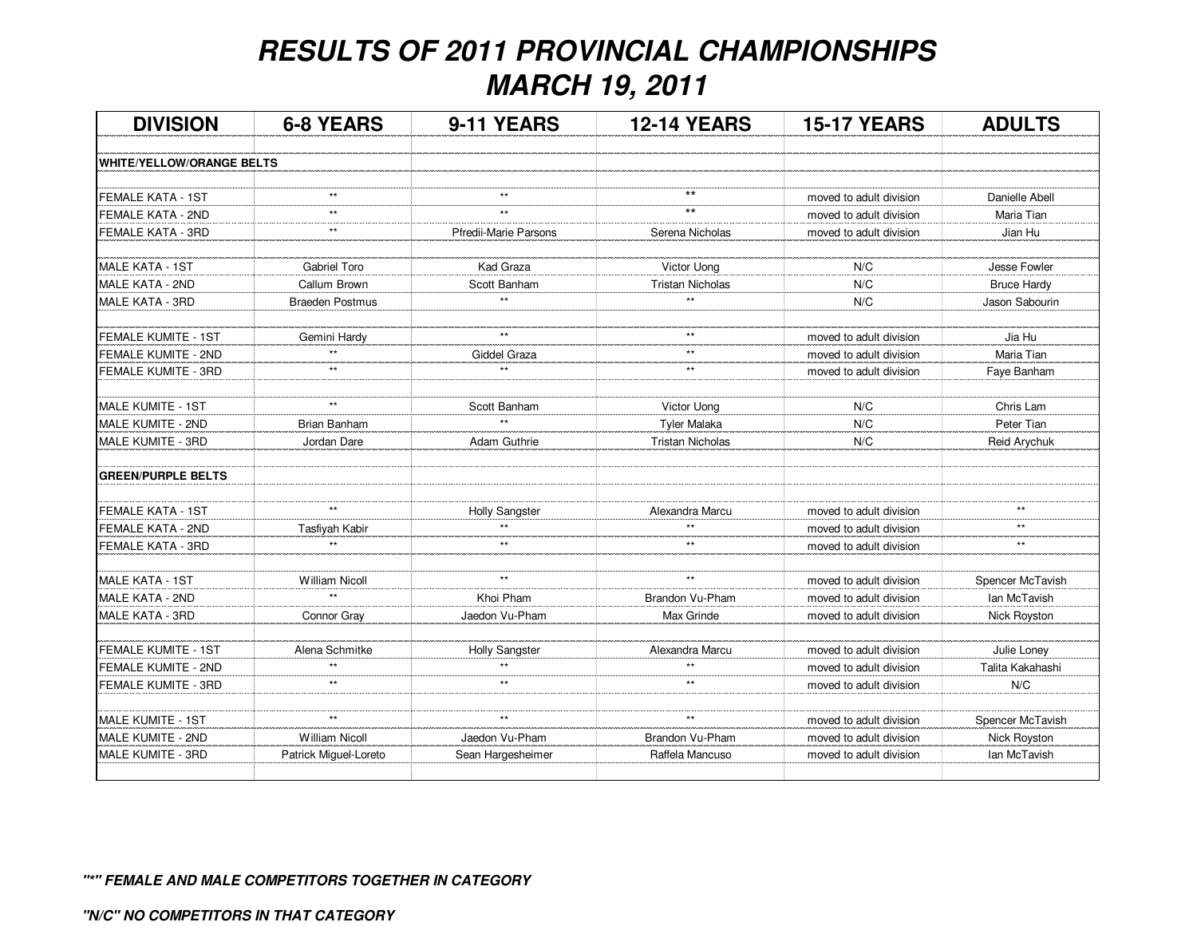# RESULTS OF 2011 PROVINCIAL CHAMPIONSHIPS
# MARCH 19, 2011

| DIVISION | 6-8 YEARS | 9-11 YEARS | 12-14 YEARS | 15-17 YEARS | ADULTS |
|---|---|---|---|---|---|
| **WHITE/YELLOW/ORANGE BELTS** | | | | | |
| FEMALE KATA - 1ST | ** | ** | ** | moved to adult division | Danielle Abell |
| FEMALE KATA - 2ND | ** | ** | ** | moved to adult division | Maria Tian |
| FEMALE KATA - 3RD | ** | Pfredii-Marie Parsons | Serena Nicholas | moved to adult division | Jian Hu |
| MALE KATA - 1ST | Gabriel Toro | Kad Graza | Victor Uong | N/C | Jesse Fowler |
| MALE KATA - 2ND | Callum Brown | Scott Banham | Tristan Nicholas | N/C | Bruce Hardy |
| MALE KATA - 3RD | Braeden Postmus | ** | ** | N/C | Jason Sabourin |
| FEMALE KUMITE - 1ST | Gemini Hardy | ** | ** | moved to adult division | Jia Hu |
| FEMALE KUMITE - 2ND | ** | Giddel Graza | ** | moved to adult division | Maria Tian |
| FEMALE KUMITE - 3RD | ** | ** | ** | moved to adult division | Faye Banham |
| MALE KUMITE - 1ST | ** | Scott Banham | Victor Uong | N/C | Chris Lam |
| MALE KUMITE - 2ND | Brian Banham | ** | Tyler Malaka | N/C | Peter Tian |
| MALE KUMITE - 3RD | Jordan Dare | Adam Guthrie | Tristan Nicholas | N/C | Reid Arychuk |
| **GREEN/PURPLE BELTS** | | | | | |
| FEMALE KATA - 1ST | ** | Holly Sangster | Alexandra Marcu | moved to adult division | ** |
| FEMALE KATA - 2ND | Tasfiyah Kabir | ** | ** | moved to adult division | ** |
| FEMALE KATA - 3RD | ** | ** | ** | moved to adult division | ** |
| MALE KATA - 1ST | William Nicoll | ** | ** | moved to adult division | Spencer McTavish |
| MALE KATA - 2ND | ** | Khoi Pham | Brandon Vu-Pham | moved to adult division | Ian McTavish |
| MALE KATA - 3RD | Connor Gray | Jaedon Vu-Pham | Max Grinde | moved to adult division | Nick Royston |
| FEMALE KUMITE - 1ST | Alena Schmitke | Holly Sangster | Alexandra Marcu | moved to adult division | Julie Loney |
| FEMALE KUMITE - 2ND | ** | ** | ** | moved to adult division | Talita Kakahashi |
| FEMALE KUMITE - 3RD | ** | ** | ** | moved to adult division | N/C |
| MALE KUMITE - 1ST | ** | ** | ** | moved to adult division | Spencer McTavish |
| MALE KUMITE - 2ND | William Nicoll | Jaedon Vu-Pham | Brandon Vu-Pham | moved to adult division | Nick Royston |
| MALE KUMITE - 3RD | Patrick Miguel-Loreto | Sean Hargesheimer | Raffela Mancuso | moved to adult division | Ian McTavish |

***"*" FEMALE AND MALE COMPETITORS TOGETHER IN CATEGORY***

***"N/C" NO COMPETITORS IN THAT CATEGORY***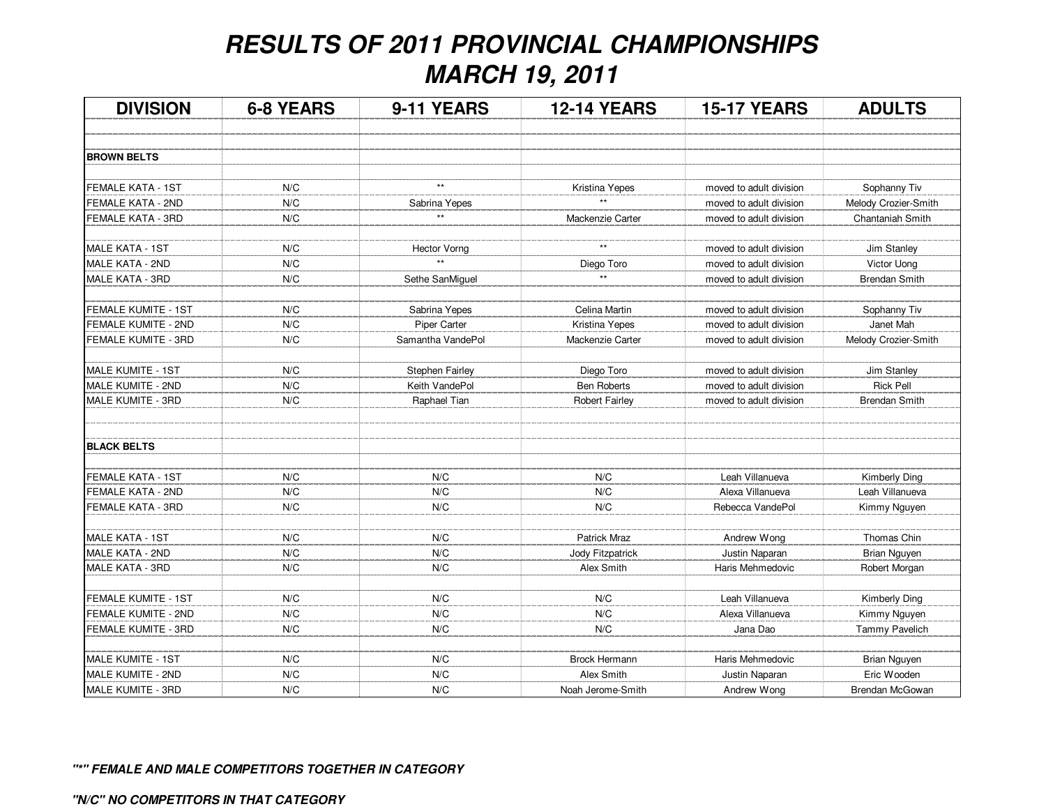# RESULTS OF 2011 PROVINCIAL CHAMPIONSHIPS
# MARCH 19, 2011

| DIVISION | 6-8 YEARS | 9-11 YEARS | 12-14 YEARS | 15-17 YEARS | ADULTS |
|---|---|---|---|---|---|
| **BROWN BELTS** | | | | | |
| FEMALE KATA - 1ST | N/C | ** | Kristina Yepes | moved to adult division | Sophanny Tiv |
| FEMALE KATA - 2ND | N/C | Sabrina Yepes | ** | moved to adult division | Melody Crozier-Smith |
| FEMALE KATA - 3RD | N/C | ** | Mackenzie Carter | moved to adult division | Chantaniah Smith |
| MALE KATA - 1ST | N/C | Hector Vorng | ** | moved to adult division | Jim Stanley |
| MALE KATA - 2ND | N/C | ** | Diego Toro | moved to adult division | Victor Uong |
| MALE KATA - 3RD | N/C | Sethe SanMiguel | ** | moved to adult division | Brendan Smith |
| FEMALE KUMITE - 1ST | N/C | Sabrina Yepes | Celina Martin | moved to adult division | Sophanny Tiv |
| FEMALE KUMITE - 2ND | N/C | Piper Carter | Kristina Yepes | moved to adult division | Janet Mah |
| FEMALE KUMITE - 3RD | N/C | Samantha VandePol | Mackenzie Carter | moved to adult division | Melody Crozier-Smith |
| MALE KUMITE - 1ST | N/C | Stephen Fairley | Diego Toro | moved to adult division | Jim Stanley |
| MALE KUMITE - 2ND | N/C | Keith VandePol | Ben Roberts | moved to adult division | Rick Pell |
| MALE KUMITE - 3RD | N/C | Raphael Tian | Robert Fairley | moved to adult division | Brendan Smith |
| **BLACK BELTS** | | | | | |
| FEMALE KATA - 1ST | N/C | N/C | N/C | Leah Villanueva | Kimberly Ding |
| FEMALE KATA - 2ND | N/C | N/C | N/C | Alexa Villanueva | Leah Villanueva |
| FEMALE KATA - 3RD | N/C | N/C | N/C | Rebecca VandePol | Kimmy Nguyen |
| MALE KATA - 1ST | N/C | N/C | Patrick Mraz | Andrew Wong | Thomas Chin |
| MALE KATA - 2ND | N/C | N/C | Jody Fitzpatrick | Justin Naparan | Brian Nguyen |
| MALE KATA - 3RD | N/C | N/C | Alex Smith | Haris Mehmedovic | Robert Morgan |
| FEMALE KUMITE - 1ST | N/C | N/C | N/C | Leah Villanueva | Kimberly Ding |
| FEMALE KUMITE - 2ND | N/C | N/C | N/C | Alexa Villanueva | Kimmy Nguyen |
| FEMALE KUMITE - 3RD | N/C | N/C | N/C | Jana Dao | Tammy Pavelich |
| MALE KUMITE - 1ST | N/C | N/C | Brock Hermann | Haris Mehmedovic | Brian Nguyen |
| MALE KUMITE - 2ND | N/C | N/C | Alex Smith | Justin Naparan | Eric Wooden |
| MALE KUMITE - 3RD | N/C | N/C | Noah Jerome-Smith | Andrew Wong | Brendan McGowan |

***"*" FEMALE AND MALE COMPETITORS TOGETHER IN CATEGORY***

***"N/C" NO COMPETITORS IN THAT CATEGORY***